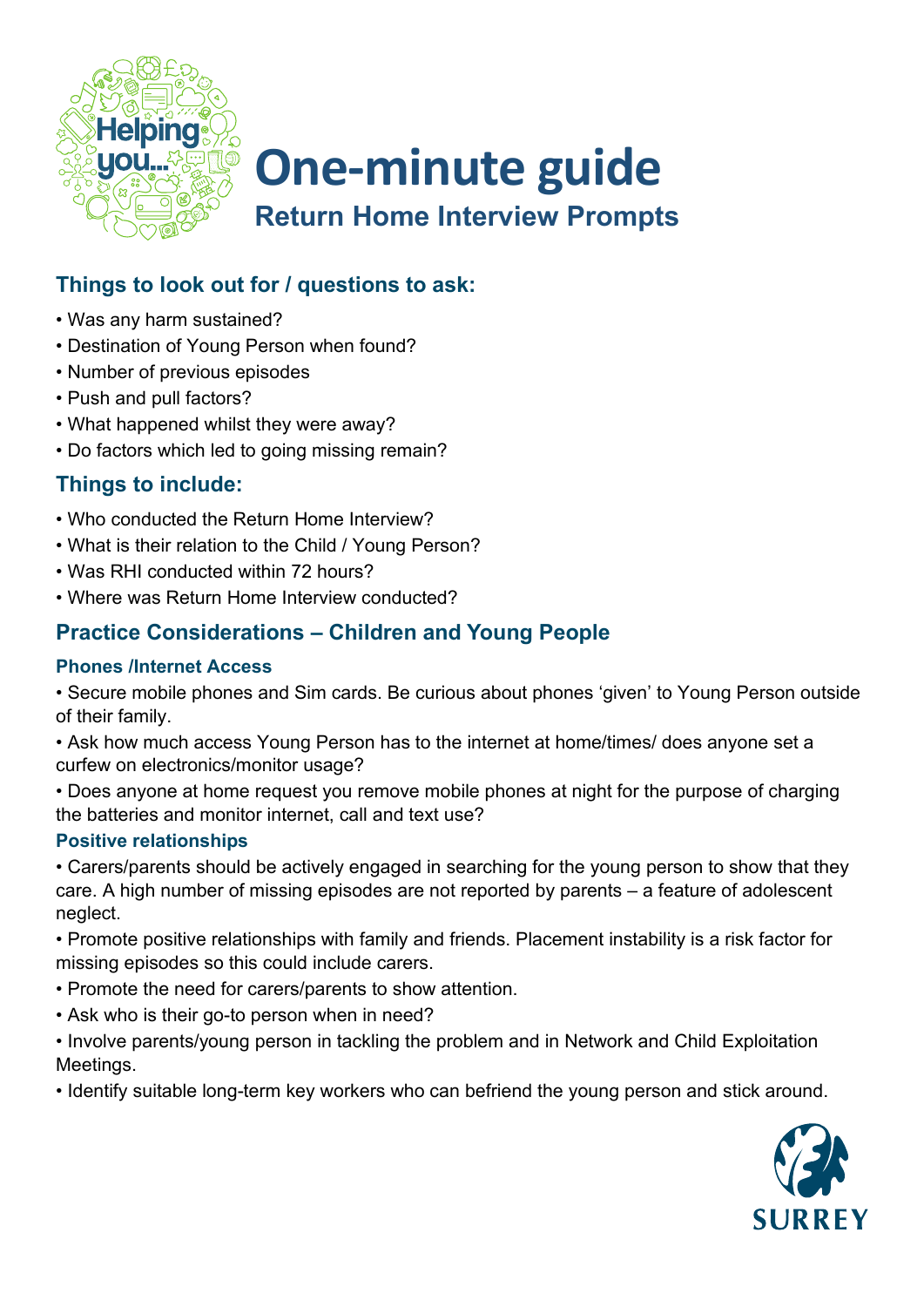# One-minute guide

## Return Home Interview Prompts

### Things to look out for / questions to ask:

- Was any harm sustained?
- Destination of Young Person when found?
- Number of previous episodes
- Push and pull factors?
- What happened whilst they were away?
- Do factors which led to going missing remain?

### Things to include:

- Who conducted the Return Home Interview?
- What is their relation to the Child / Young Person?
- Was RHI conducted within 72 hours?
- Where was Return Home Interview conducted?

### Practice Considerations – Children and Young People

#### Phones /Internet Access

- Secure mobile phones and Sim cards. Be curious about phones 'given' to Young Person outside of their family.
- Ask how much access Young Person has to the internet at home/times/ does anyone set a curfew on electronics/monitor usage?
- Does anyone at home request you remove mobile phones at night for the purpose of charging the batteries and monitor internet, call and text use?

#### Positive relationships

- Carers/parents should be actively engaged in searching for the young person to show that they care. A high number of missing episodes are not reported by parents – a feature of adolescent neglect.
- Promote positive relationships with family and friends. Placement instability is a risk factor for missing episodes so this could include carers.
- Promote the need for carers/parents to show attention.
- Ask who is their go-to person when in need?
- Involve parents/young person in tackling the problem and in Network and Child Exploitation Meetings.
- Identify suitable long-term key workers who can befriend the young person and stick around.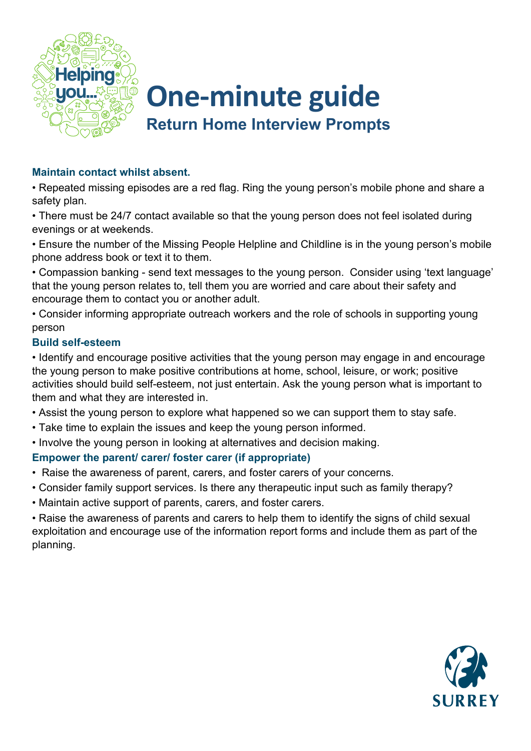# One-minute guide

## Return Home Interview Prompts

### Maintain contact whilst absent.

- Repeated missing episodes are a red flag. Ring the young person's mobile phone and share a safety plan.
- There must be 24/7 contact available so that the young person does not feel isolated during evenings or at weekends.
- Ensure the number of the Missing People Helpline and Childline is in the young person's mobile phone address book or text it to them.
- Compassion banking - send text messages to the young person. Consider using 'text language' that the young person relates to, tell them you are worried and care about their safety and encourage them to contact you or another adult.
- Consider informing appropriate outreach workers and the role of schools in supporting young person

### Build self-esteem

- Identify and encourage positive activities that the young person may engage in and encourage the young person to make positive contributions at home, school, leisure, or work; positive activities should build self-esteem, not just entertain. Ask the young person what is important to them and what they are interested in.
- Assist the young person to explore what happened so we can support them to stay safe.
- Take time to explain the issues and keep the young person informed.
- Involve the young person in looking at alternatives and decision making.

### Empower the parent/ carer/ foster carer (if appropriate)

- Raise the awareness of parent, carers, and foster carers of your concerns.
- Consider family support services. Is there any therapeutic input such as family therapy?
- Maintain active support of parents, carers, and foster carers.
- Raise the awareness of parents and carers to help them to identify the signs of child sexual exploitation and encourage use of the information report forms and include them as part of the planning.